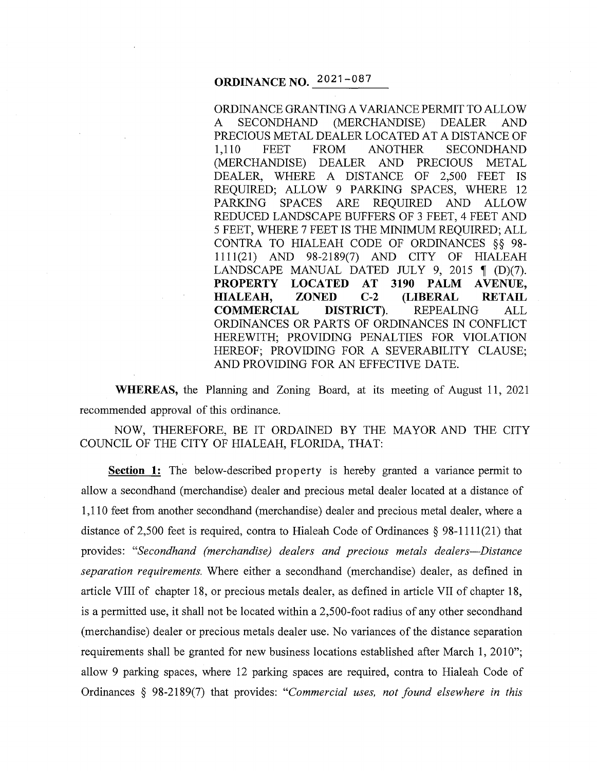# ORDINANCE NO. 2021-087

ORDINANCE GRANTING A VARIANCE PERMIT TO ALLOW A SECONDHAND (MERCHANDISE) DEALER AND PRECIOUS METAL DEALER LOCATED AT A DISTANCE OF 1,110 FEET FROM ANOTHER SECONDHAND (MERCHANDISE) DEALER AND PRECIOUS METAL DEALER, WHERE A DISTANCE OF 2,500 FEET IS REQUIRED; ALLOW 9 PARKING SPACES, WHERE 12 PARKING SPACES ARE REQUIRED AND ALLOW REDUCED LANDSCAPE BUFFERS OF 3 FEET, 4 FEET AND 5 FEET, WHERE 7 FEET IS THE MINIMUM REQUIRED; ALL CONTRA TO HIALEAH CODE OF ORDINANCES §§ 98-1111(21) AND 98-2189(7) AND CITY OF HIALEAH LANDSCAPE MANUAL DATED JULY 9, 2015 ¶ (D)(7). **PROPERTY LOCATED AT 3190 PALM AVENUE, HIALEAH, ZONED C-2 (LIBERAL RETAIL COMMERCIAL DISTRICT).** REPEALING ALL ORDINANCES OR PARTS OF ORDINANCES IN CONFLICT HEREWITH; PROVIDING PENALTIES FOR VIOLATION HEREOF; PROVIDING FOR A SEVERABILITY CLAUSE; AND PROVIDING FOR AN EFFECTIVE DATE.

**WHEREAS,** the Planning and Zoning Board, at its meeting of August 11, 2021 recommended approval of this ordinance.

NOW, THEREFORE, BE IT ORDAINED BY THE MAYOR AND THE CITY COUNCIL OF THE CITY OF HIALEAH, FLORIDA, THAT:

**Section 1:** The below-described property is hereby granted a variance permit to allow a secondhand (merchandise) dealer and precious metal dealer located at a distance of 1,110 feet from another secondhand (merchandise) dealer and precious metal dealer, where a distance of 2,500 feet is required, contra to Hialeah Code of Ordinances § 98-1111(21) that provides: "*Secondhand (merchandise) dealers and precious metals dealers—Distance separation requirements.* Where either a secondhand (merchandise) dealer, as defined in article VIII of chapter 18, or precious metals dealer, as defined in article VII of chapter 18, is a permitted use, it shall not be located within a 2,500-foot radius of any other secondhand (merchandise) dealer or precious metals dealer use. No variances of the distance separation requirements shall be granted for new business locations established after March 1, 2010"; allow 9 parking spaces, where 12 parking spaces are required, contra to Hialeah Code of Ordinances § 98-2189(7) that provides: "*Commercial uses, not found elsewhere in this*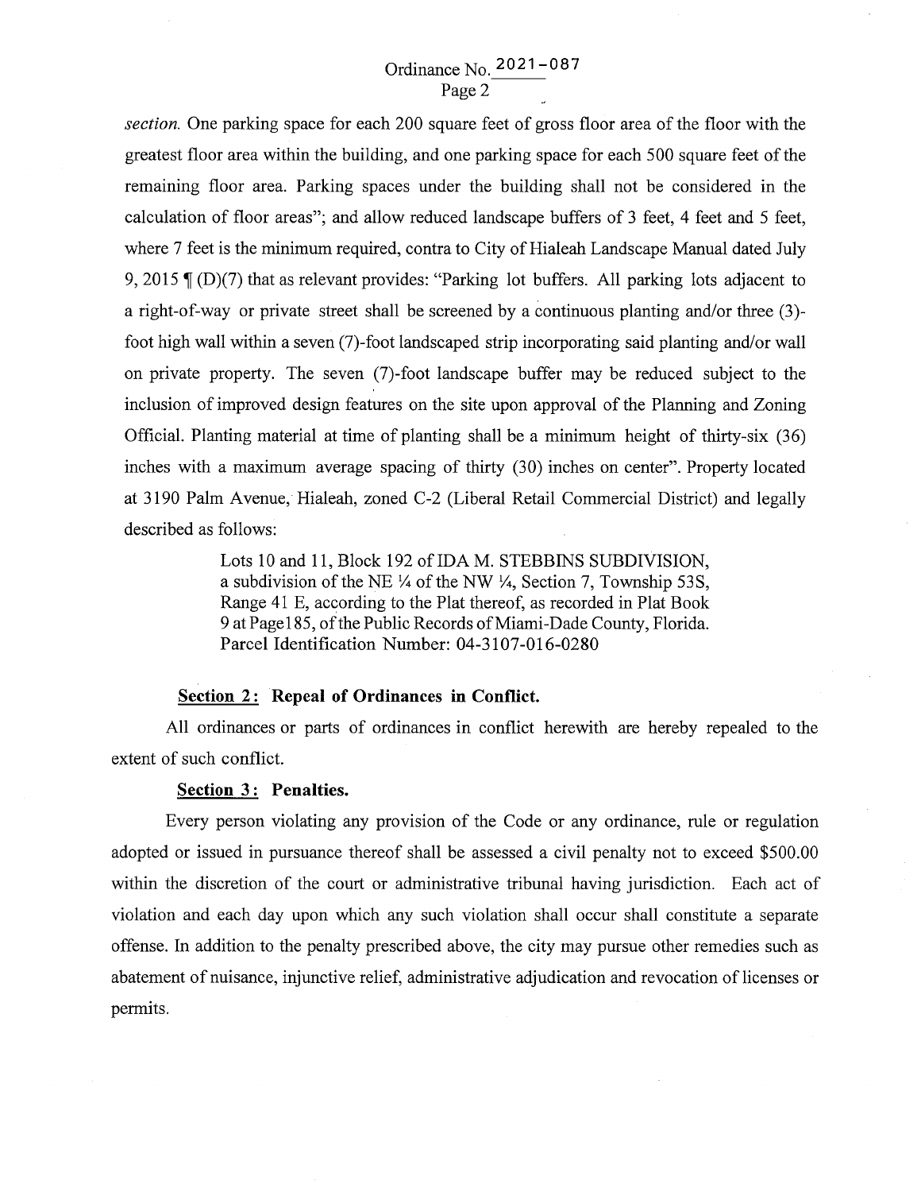*section.* One parking space for each 200 square feet of gross floor area of the floor with the greatest floor area within the building, and one parking space for each 500 square feet of the remaining floor area. Parking spaces under the building shall not be considered in the calculation of floor areas"; and allow reduced landscape buffers of 3 feet, 4 feet and 5 feet, where 7 feet is the minimum required, contra to City of Hialeah Landscape Manual dated July 9, 2015 ¶ (D)(7) that as relevant provides: "Parking lot buffers. All parking lots adjacent to a right-of-way or private street shall be screened by a continuous planting and/or three (3)-foot high wall within a seven (7)-foot landscaped strip incorporating said planting and/or wall on private property. The seven (7)-foot landscape buffer may be reduced subject to the inclusion of improved design features on the site upon approval of the Planning and Zoning Official. Planting material at time of planting shall be a minimum height of thirty-six (36) inches with a maximum average spacing of thirty (30) inches on center". Property located at 3190 Palm Avenue, Hialeah, zoned C-2 (Liberal Retail Commercial District) and legally described as follows:

> Lots 10 and 11, Block 192 of IDA M. STEBBINS SUBDIVISION, a subdivision of the NE ¼ of the NW ¼, Section 7, Township 53S, Range 41 E, according to the Plat thereof, as recorded in Plat Book 9 at Page185, of the Public Records of Miami-Dade County, Florida.
> Parcel Identification Number: 04-3107-016-0280

**Section 2: Repeal of Ordinances in Conflict.**

All ordinances or parts of ordinances in conflict herewith are hereby repealed to the extent of such conflict.

**Section 3: Penalties.**

Every person violating any provision of the Code or any ordinance, rule or regulation adopted or issued in pursuance thereof shall be assessed a civil penalty not to exceed $500.00 within the discretion of the court or administrative tribunal having jurisdiction. Each act of violation and each day upon which any such violation shall occur shall constitute a separate offense. In addition to the penalty prescribed above, the city may pursue other remedies such as abatement of nuisance, injunctive relief, administrative adjudication and revocation of licenses or permits.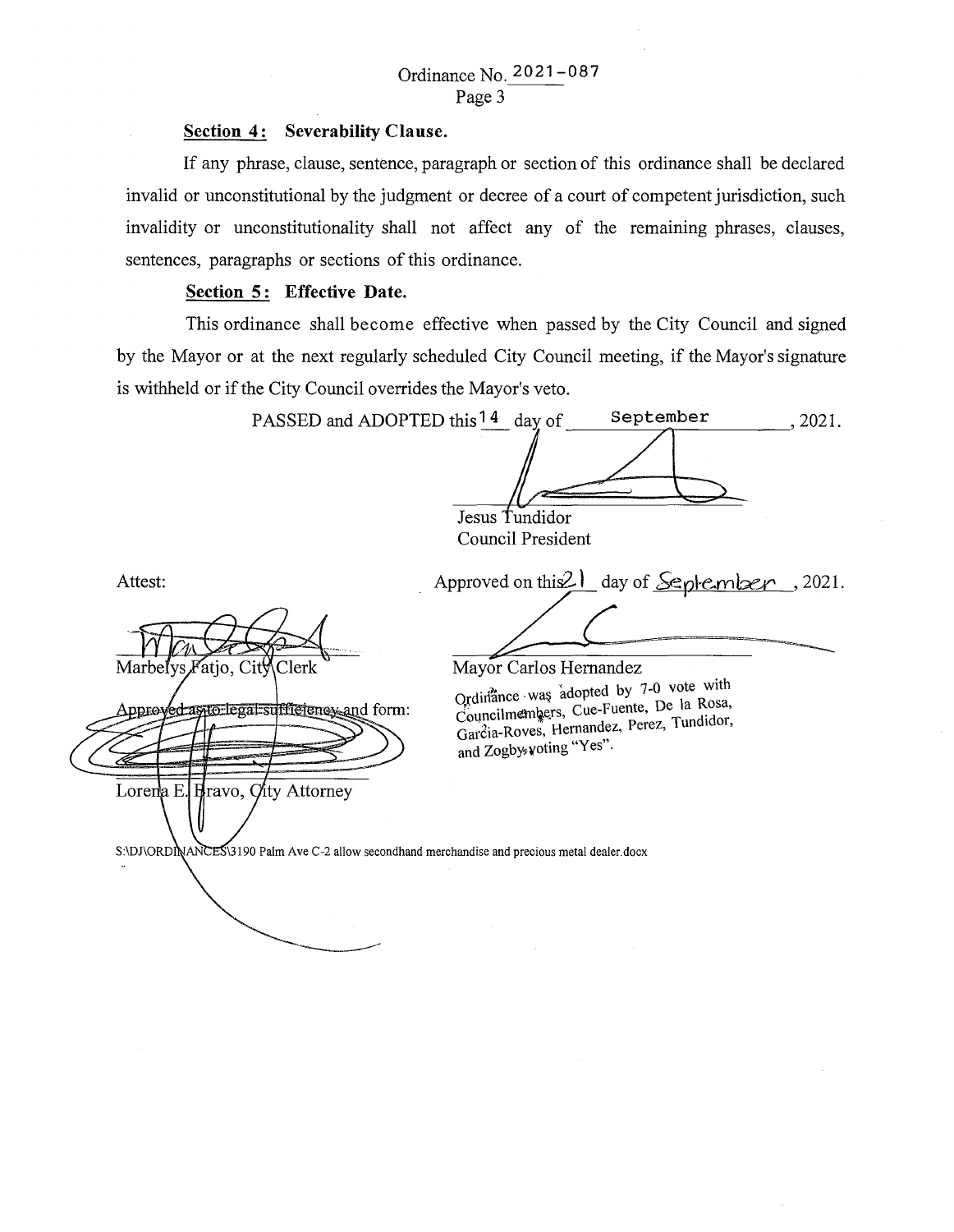Ordinance No. 2021-087

**Section 4: Severability Clause.**

If any phrase, clause, sentence, paragraph or section of this ordinance shall be declared invalid or unconstitutional by the judgment or decree of a court of competent jurisdiction, such invalidity or unconstitutionality shall not affect any of the remaining phrases, clauses, sentences, paragraphs or sections of this ordinance.

**Section 5: Effective Date.**

This ordinance shall become effective when passed by the City Council and signed by the Mayor or at the next regularly scheduled City Council meeting, if the Mayor's signature is withheld or if the City Council overrides the Mayor's veto.

PASSED and ADOPTED this 14 day of September, 2021.

Jesus Tundidor
Council President

Attest:

Marbelys Fatjo, City Clerk

Approved as to legal sufficiency and form:

Lorena E. Bravo, City Attorney

Approved on this 21 day of September, 2021.

Mayor Carlos Hernandez

Ordinance was adopted by 7-0 vote with Councilmembers, Cue-Fuente, De la Rosa, Garcia-Roves, Hernandez, Perez, Tundidor, and Zogby voting "Yes".

S:\DJ\ORDINANCES\3190 Palm Ave C-2 allow secondhand merchandise and precious metal dealer.docx